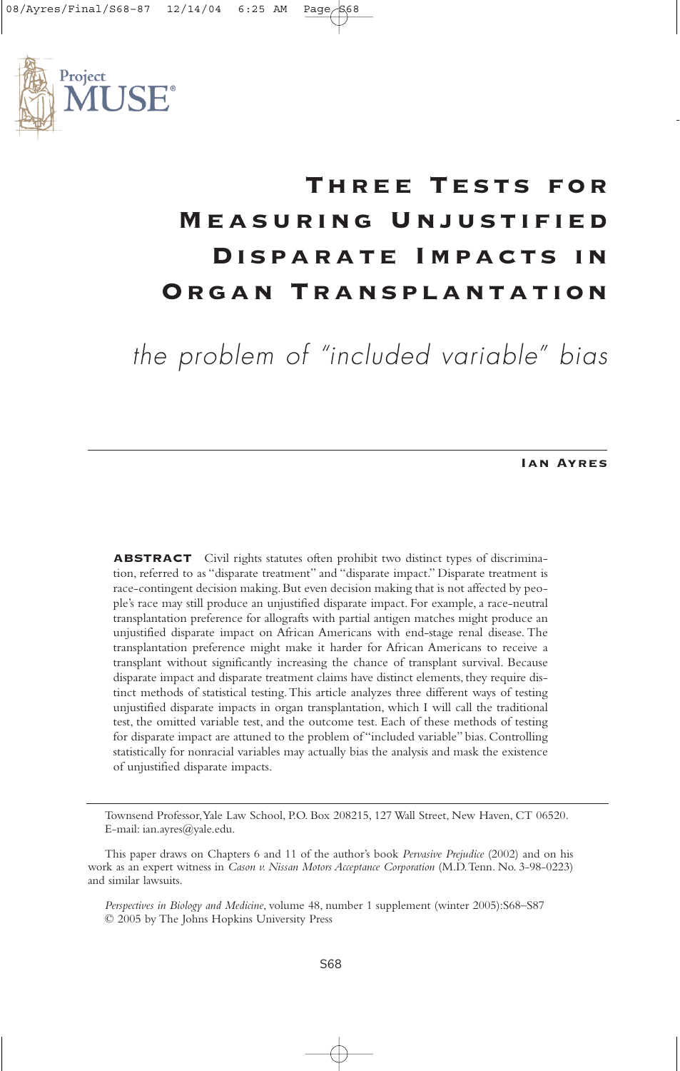# Three Tests for Measuring Unjustified Disparate Impacts in Organ Transplantation

## *the problem of "included variable" bias*

**Ian Ayres**

**ABSTRACT** Civil rights statutes often prohibit two distinct types of discrimination, referred to as "disparate treatment" and "disparate impact." Disparate treatment is race-contingent decision making. But even decision making that is not affected by people's race may still produce an unjustified disparate impact. For example, a race-neutral transplantation preference for allografts with partial antigen matches might produce an unjustified disparate impact on African Americans with end-stage renal disease. The transplantation preference might make it harder for African Americans to receive a transplant without significantly increasing the chance of transplant survival. Because disparate impact and disparate treatment claims have distinct elements, they require distinct methods of statistical testing. This article analyzes three different ways of testing unjustified disparate impacts in organ transplantation, which I will call the traditional test, the omitted variable test, and the outcome test. Each of these methods of testing for disparate impact are attuned to the problem of "included variable" bias. Controlling statistically for nonracial variables may actually bias the analysis and mask the existence of unjustified disparate impacts.

---

Townsend Professor, Yale Law School, P.O. Box 208215, 127 Wall Street, New Haven, CT 06520. E-mail: ian.ayres@yale.edu.

This paper draws on Chapters 6 and 11 of the author's book *Pervasive Prejudice* (2002) and on his work as an expert witness in *Cason v. Nissan Motors Acceptance Corporation* (M.D. Tenn. No. 3-98-0223) and similar lawsuits.

*Perspectives in Biology and Medicine*, volume 48, number 1 supplement (winter 2005):S68–S87
© 2005 by The Johns Hopkins University Press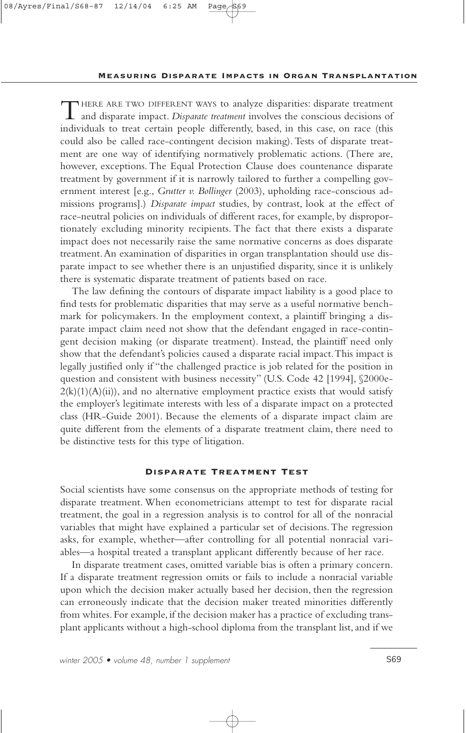There are two different ways to analyze disparities: disparate treatment and disparate impact. *Disparate treatment* involves the conscious decisions of individuals to treat certain people differently, based, in this case, on race (this could also be called race-contingent decision making). Tests of disparate treatment are one way of identifying normatively problematic actions. (There are, however, exceptions. The Equal Protection Clause does countenance disparate treatment by government if it is narrowly tailored to further a compelling government interest [e.g., *Grutter v. Bollinger* (2003), upholding race-conscious admissions programs].) *Disparate impact* studies, by contrast, look at the effect of race-neutral policies on individuals of different races, for example, by disproportionately excluding minority recipients. The fact that there exists a disparate impact does not necessarily raise the same normative concerns as does disparate treatment. An examination of disparities in organ transplantation should use disparate impact to see whether there is an unjustified disparity, since it is unlikely there is systematic disparate treatment of patients based on race.

The law defining the contours of disparate impact liability is a good place to find tests for problematic disparities that may serve as a useful normative benchmark for policymakers. In the employment context, a plaintiff bringing a disparate impact claim need not show that the defendant engaged in race-contingent decision making (or disparate treatment). Instead, the plaintiff need only show that the defendant's policies caused a disparate racial impact. This impact is legally justified only if "the challenged practice is job related for the position in question and consistent with business necessity" (U.S. Code 42 [1994], §2000e-2(k)(1)(A)(ii)), and no alternative employment practice exists that would satisfy the employer's legitimate interests with less of a disparate impact on a protected class (HR-Guide 2001). Because the elements of a disparate impact claim are quite different from the elements of a disparate treatment claim, there need to be distinctive tests for this type of litigation.

## Disparate Treatment Test

Social scientists have some consensus on the appropriate methods of testing for disparate treatment. When econometricians attempt to test for disparate racial treatment, the goal in a regression analysis is to control for all of the nonracial variables that might have explained a particular set of decisions. The regression asks, for example, whether—after controlling for all potential nonracial variables—a hospital treated a transplant applicant differently because of her race.

In disparate treatment cases, omitted variable bias is often a primary concern. If a disparate treatment regression omits or fails to include a nonracial variable upon which the decision maker actually based her decision, then the regression can erroneously indicate that the decision maker treated minorities differently from whites. For example, if the decision maker has a practice of excluding transplant applicants without a high-school diploma from the transplant list, and if we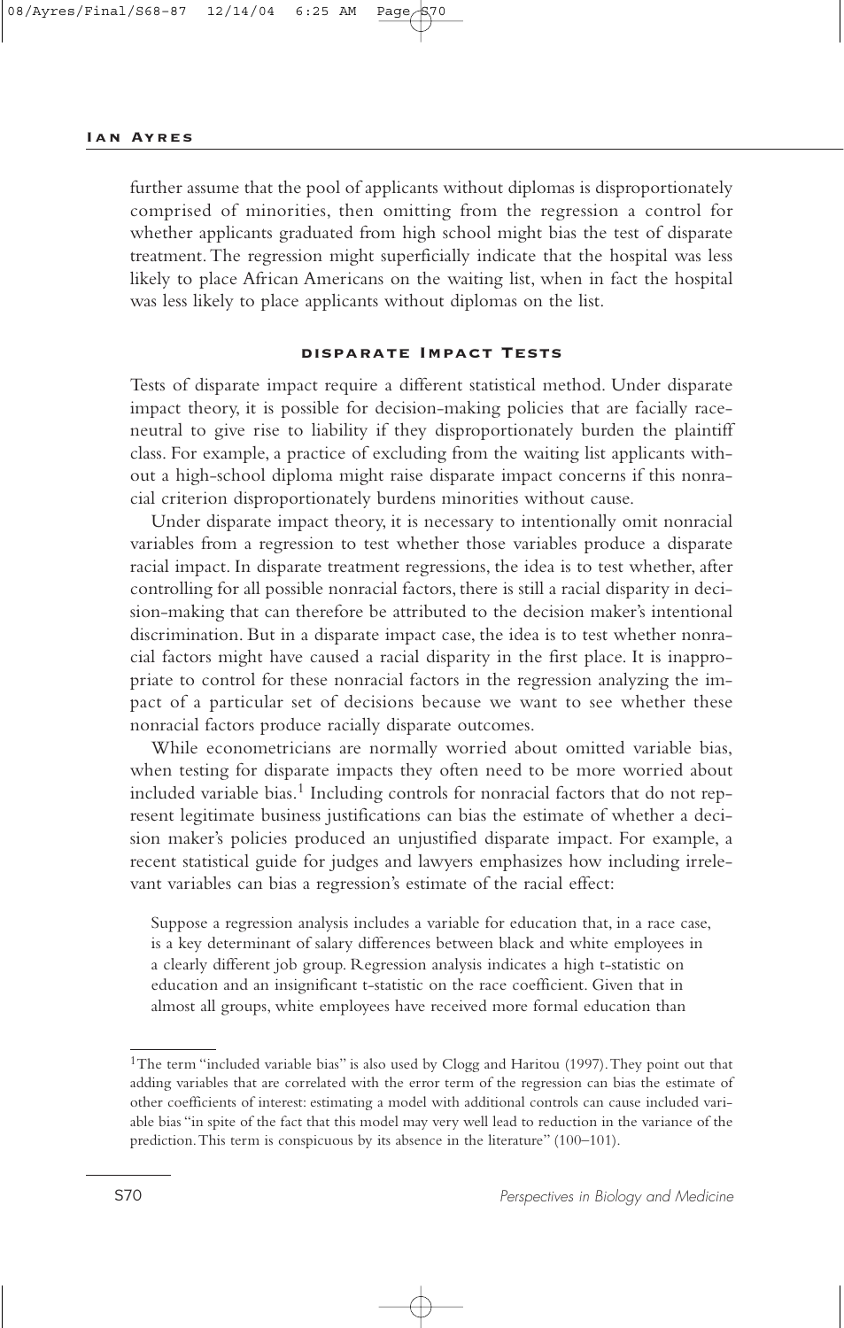further assume that the pool of applicants without diplomas is disproportionately comprised of minorities, then omitting from the regression a control for whether applicants graduated from high school might bias the test of disparate treatment. The regression might superficially indicate that the hospital was less likely to place African Americans on the waiting list, when in fact the hospital was less likely to place applicants without diplomas on the list.

### Disparate Impact Tests

Tests of disparate impact require a different statistical method. Under disparate impact theory, it is possible for decision-making policies that are facially race-neutral to give rise to liability if they disproportionately burden the plaintiff class. For example, a practice of excluding from the waiting list applicants without a high-school diploma might raise disparate impact concerns if this nonracial criterion disproportionately burdens minorities without cause.

Under disparate impact theory, it is necessary to intentionally omit nonracial variables from a regression to test whether those variables produce a disparate racial impact. In disparate treatment regressions, the idea is to test whether, after controlling for all possible nonracial factors, there is still a racial disparity in decision-making that can therefore be attributed to the decision maker's intentional discrimination. But in a disparate impact case, the idea is to test whether nonracial factors might have caused a racial disparity in the first place. It is inappropriate to control for these nonracial factors in the regression analyzing the impact of a particular set of decisions because we want to see whether these nonracial factors produce racially disparate outcomes.

While econometricians are normally worried about omitted variable bias, when testing for disparate impacts they often need to be more worried about included variable bias.[1] Including controls for nonracial factors that do not represent legitimate business justifications can bias the estimate of whether a decision maker's policies produced an unjustified disparate impact. For example, a recent statistical guide for judges and lawyers emphasizes how including irrelevant variables can bias a regression's estimate of the racial effect:

> Suppose a regression analysis includes a variable for education that, in a race case, is a key determinant of salary differences between black and white employees in a clearly different job group. Regression analysis indicates a high t-statistic on education and an insignificant t-statistic on the race coefficient. Given that in almost all groups, white employees have received more formal education than

[1] The term "included variable bias" is also used by Clogg and Haritou (1997). They point out that adding variables that are correlated with the error term of the regression can bias the estimate of other coefficients of interest: estimating a model with additional controls can cause included variable bias "in spite of the fact that this model may very well lead to reduction in the variance of the prediction. This term is conspicuous by its absence in the literature" (100–101).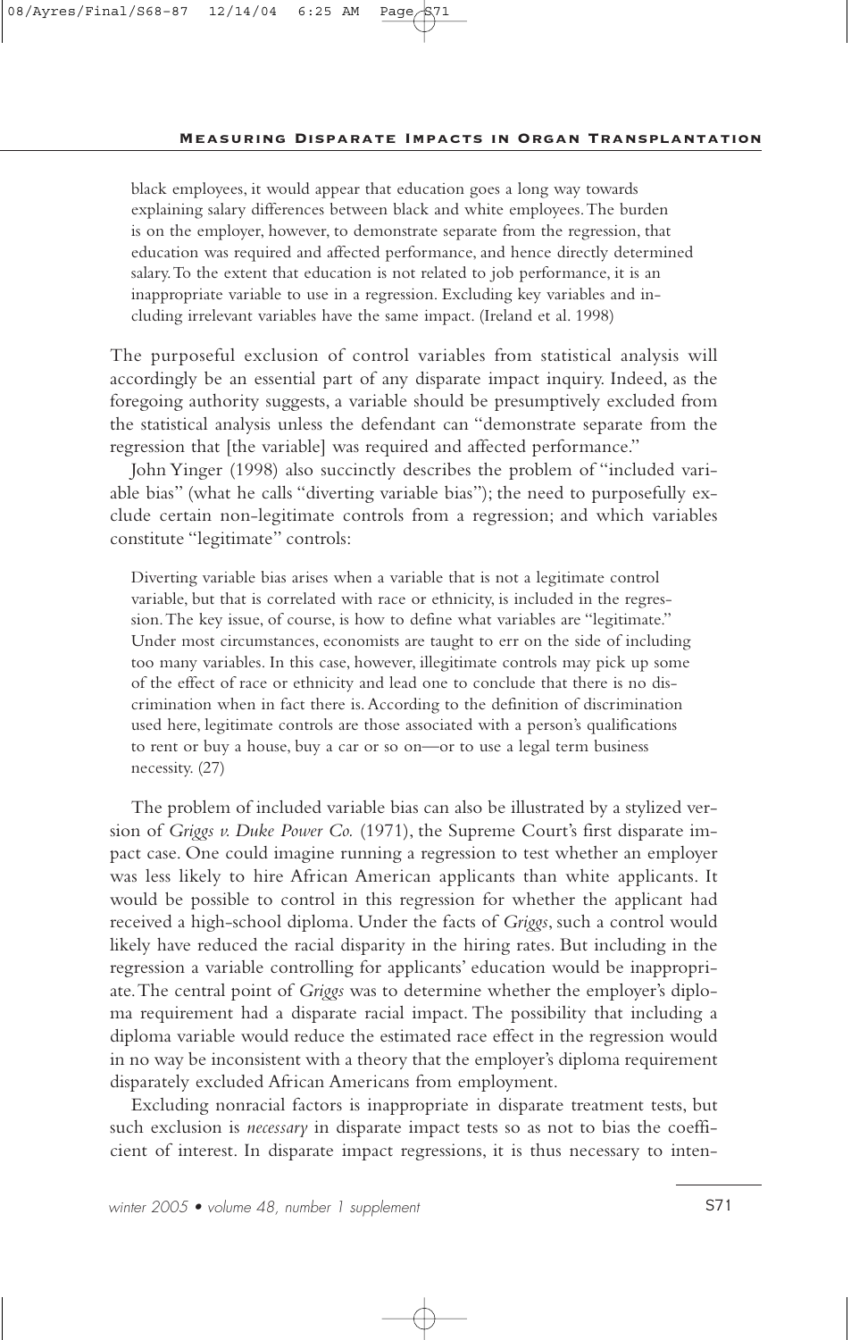> black employees, it would appear that education goes a long way towards explaining salary differences between black and white employees. The burden is on the employer, however, to demonstrate separate from the regression, that education was required and affected performance, and hence directly determined salary. To the extent that education is not related to job performance, it is an inappropriate variable to use in a regression. Excluding key variables and including irrelevant variables have the same impact. (Ireland et al. 1998)

The purposeful exclusion of control variables from statistical analysis will accordingly be an essential part of any disparate impact inquiry. Indeed, as the foregoing authority suggests, a variable should be presumptively excluded from the statistical analysis unless the defendant can "demonstrate separate from the regression that [the variable] was required and affected performance."

John Yinger (1998) also succinctly describes the problem of "included variable bias" (what he calls "diverting variable bias"); the need to purposefully exclude certain non-legitimate controls from a regression; and which variables constitute "legitimate" controls:

> Diverting variable bias arises when a variable that is not a legitimate control variable, but that is correlated with race or ethnicity, is included in the regression. The key issue, of course, is how to define what variables are "legitimate." Under most circumstances, economists are taught to err on the side of including too many variables. In this case, however, illegitimate controls may pick up some of the effect of race or ethnicity and lead one to conclude that there is no discrimination when in fact there is. According to the definition of discrimination used here, legitimate controls are those associated with a person's qualifications to rent or buy a house, buy a car or so on—or to use a legal term business necessity. (27)

The problem of included variable bias can also be illustrated by a stylized version of *Griggs v. Duke Power Co.* (1971), the Supreme Court's first disparate impact case. One could imagine running a regression to test whether an employer was less likely to hire African American applicants than white applicants. It would be possible to control in this regression for whether the applicant had received a high-school diploma. Under the facts of *Griggs*, such a control would likely have reduced the racial disparity in the hiring rates. But including in the regression a variable controlling for applicants' education would be inappropriate. The central point of *Griggs* was to determine whether the employer's diploma requirement had a disparate racial impact. The possibility that including a diploma variable would reduce the estimated race effect in the regression would in no way be inconsistent with a theory that the employer's diploma requirement disparately excluded African Americans from employment.

Excluding nonracial factors is inappropriate in disparate treatment tests, but such exclusion is *necessary* in disparate impact tests so as not to bias the coefficient of interest. In disparate impact regressions, it is thus necessary to inten-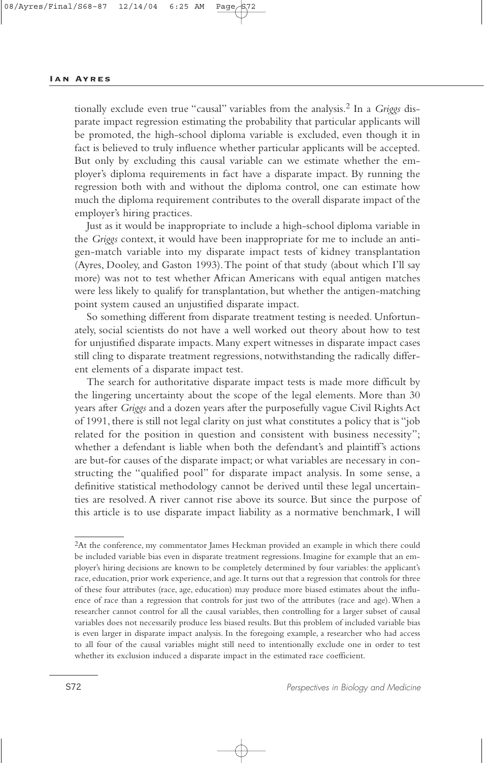tionally exclude even true "causal" variables from the analysis.[2] In a *Griggs* disparate impact regression estimating the probability that particular applicants will be promoted, the high-school diploma variable is excluded, even though it in fact is believed to truly influence whether particular applicants will be accepted. But only by excluding this causal variable can we estimate whether the employer's diploma requirements in fact have a disparate impact. By running the regression both with and without the diploma control, one can estimate how much the diploma requirement contributes to the overall disparate impact of the employer's hiring practices.

Just as it would be inappropriate to include a high-school diploma variable in the *Griggs* context, it would have been inappropriate for me to include an antigen-match variable into my disparate impact tests of kidney transplantation (Ayres, Dooley, and Gaston 1993). The point of that study (about which I'll say more) was not to test whether African Americans with equal antigen matches were less likely to qualify for transplantation, but whether the antigen-matching point system caused an unjustified disparate impact.

So something different from disparate treatment testing is needed. Unfortunately, social scientists do not have a well worked out theory about how to test for unjustified disparate impacts. Many expert witnesses in disparate impact cases still cling to disparate treatment regressions, notwithstanding the radically different elements of a disparate impact test.

The search for authoritative disparate impact tests is made more difficult by the lingering uncertainty about the scope of the legal elements. More than 30 years after *Griggs* and a dozen years after the purposefully vague Civil Rights Act of 1991, there is still not legal clarity on just what constitutes a policy that is "job related for the position in question and consistent with business necessity"; whether a defendant is liable when both the defendant's and plaintiff's actions are but-for causes of the disparate impact; or what variables are necessary in constructing the "qualified pool" for disparate impact analysis. In some sense, a definitive statistical methodology cannot be derived until these legal uncertainties are resolved. A river cannot rise above its source. But since the purpose of this article is to use disparate impact liability as a normative benchmark, I will

---

[2]At the conference, my commentator James Heckman provided an example in which there could be included variable bias even in disparate treatment regressions. Imagine for example that an employer's hiring decisions are known to be completely determined by four variables: the applicant's race, education, prior work experience, and age. It turns out that a regression that controls for three of these four attributes (race, age, education) may produce more biased estimates about the influence of race than a regression that controls for just two of the attributes (race and age). When a researcher cannot control for all the causal variables, then controlling for a larger subset of causal variables does not necessarily produce less biased results. But this problem of included variable bias is even larger in disparate impact analysis. In the foregoing example, a researcher who had access to all four of the causal variables might still need to intentionally exclude one in order to test whether its exclusion induced a disparate impact in the estimated race coefficient.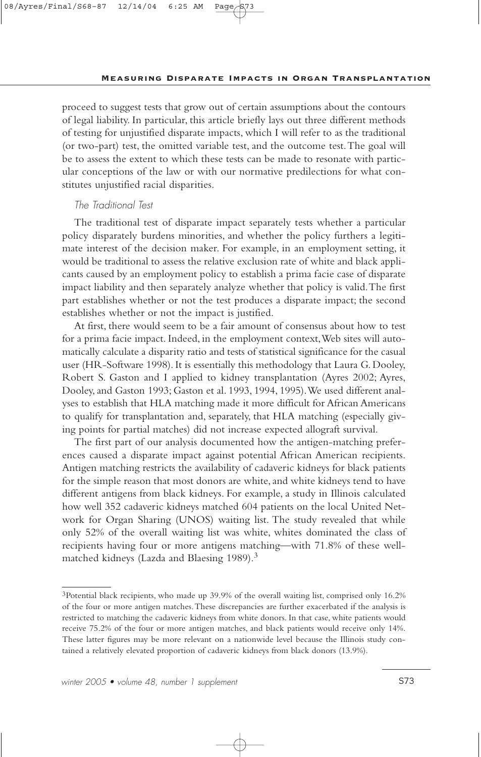proceed to suggest tests that grow out of certain assumptions about the contours of legal liability. In particular, this article briefly lays out three different methods of testing for unjustified disparate impacts, which I will refer to as the traditional (or two-part) test, the omitted variable test, and the outcome test. The goal will be to assess the extent to which these tests can be made to resonate with particular conceptions of the law or with our normative predilections for what constitutes unjustified racial disparities.

### *The Traditional Test*

The traditional test of disparate impact separately tests whether a particular policy disparately burdens minorities, and whether the policy furthers a legitimate interest of the decision maker. For example, in an employment setting, it would be traditional to assess the relative exclusion rate of white and black applicants caused by an employment policy to establish a prima facie case of disparate impact liability and then separately analyze whether that policy is valid. The first part establishes whether or not the test produces a disparate impact; the second establishes whether or not the impact is justified.

At first, there would seem to be a fair amount of consensus about how to test for a prima facie impact. Indeed, in the employment context, Web sites will automatically calculate a disparity ratio and tests of statistical significance for the casual user (HR-Software 1998). It is essentially this methodology that Laura G. Dooley, Robert S. Gaston and I applied to kidney transplantation (Ayres 2002; Ayres, Dooley, and Gaston 1993; Gaston et al. 1993, 1994, 1995). We used different analyses to establish that HLA matching made it more difficult for African Americans to qualify for transplantation and, separately, that HLA matching (especially giving points for partial matches) did not increase expected allograft survival.

The first part of our analysis documented how the antigen-matching preferences caused a disparate impact against potential African American recipients. Antigen matching restricts the availability of cadaveric kidneys for black patients for the simple reason that most donors are white, and white kidneys tend to have different antigens from black kidneys. For example, a study in Illinois calculated how well 352 cadaveric kidneys matched 604 patients on the local United Network for Organ Sharing (UNOS) waiting list. The study revealed that while only 52% of the overall waiting list was white, whites dominated the class of recipients having four or more antigens matching—with 71.8% of these well-matched kidneys (Lazda and Blaesing 1989).[3]

---

[3]Potential black recipients, who made up 39.9% of the overall waiting list, comprised only 16.2% of the four or more antigen matches. These discrepancies are further exacerbated if the analysis is restricted to matching the cadaveric kidneys from white donors. In that case, white patients would receive 75.2% of the four or more antigen matches, and black patients would receive only 14%. These latter figures may be more relevant on a nationwide level because the Illinois study contained a relatively elevated proportion of cadaveric kidneys from black donors (13.9%).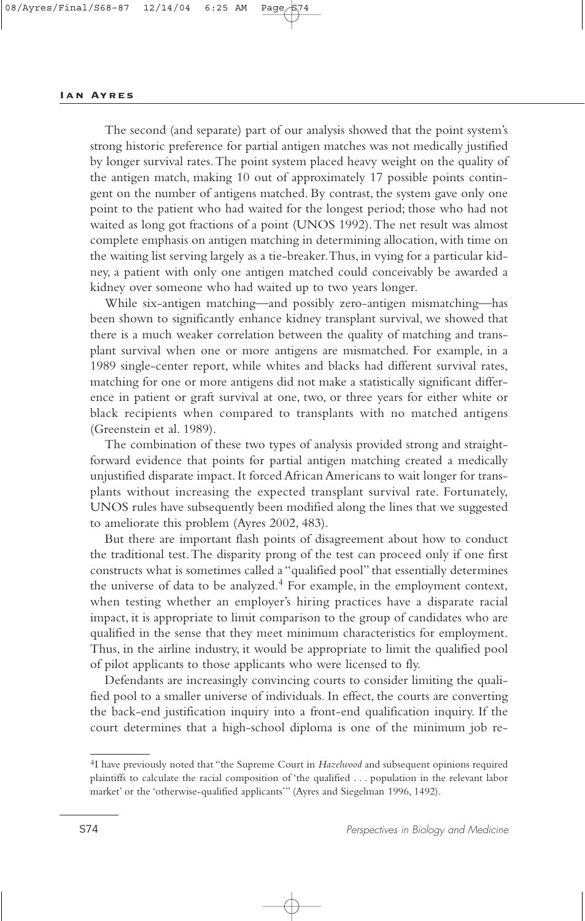The second (and separate) part of our analysis showed that the point system's strong historic preference for partial antigen matches was not medically justified by longer survival rates. The point system placed heavy weight on the quality of the antigen match, making 10 out of approximately 17 possible points contingent on the number of antigens matched. By contrast, the system gave only one point to the patient who had waited for the longest period; those who had not waited as long got fractions of a point (UNOS 1992). The net result was almost complete emphasis on antigen matching in determining allocation, with time on the waiting list serving largely as a tie-breaker. Thus, in vying for a particular kidney, a patient with only one antigen matched could conceivably be awarded a kidney over someone who had waited up to two years longer.

While six-antigen matching—and possibly zero-antigen mismatching—has been shown to significantly enhance kidney transplant survival, we showed that there is a much weaker correlation between the quality of matching and transplant survival when one or more antigens are mismatched. For example, in a 1989 single-center report, while whites and blacks had different survival rates, matching for one or more antigens did not make a statistically significant difference in patient or graft survival at one, two, or three years for either white or black recipients when compared to transplants with no matched antigens (Greenstein et al. 1989).

The combination of these two types of analysis provided strong and straightforward evidence that points for partial antigen matching created a medically unjustified disparate impact. It forced African Americans to wait longer for transplants without increasing the expected transplant survival rate. Fortunately, UNOS rules have subsequently been modified along the lines that we suggested to ameliorate this problem (Ayres 2002, 483).

But there are important flash points of disagreement about how to conduct the traditional test. The disparity prong of the test can proceed only if one first constructs what is sometimes called a "qualified pool" that essentially determines the universe of data to be analyzed.[4] For example, in the employment context, when testing whether an employer's hiring practices have a disparate racial impact, it is appropriate to limit comparison to the group of candidates who are qualified in the sense that they meet minimum characteristics for employment. Thus, in the airline industry, it would be appropriate to limit the qualified pool of pilot applicants to those applicants who were licensed to fly.

Defendants are increasingly convincing courts to consider limiting the qualified pool to a smaller universe of individuals. In effect, the courts are converting the back-end justification inquiry into a front-end qualification inquiry. If the court determines that a high-school diploma is one of the minimum job re-

[4] I have previously noted that "the Supreme Court in *Hazelwood* and subsequent opinions required plaintiffs to calculate the racial composition of 'the qualified . . . population in the relevant labor market' or the 'otherwise-qualified applicants'" (Ayres and Siegelman 1996, 1492).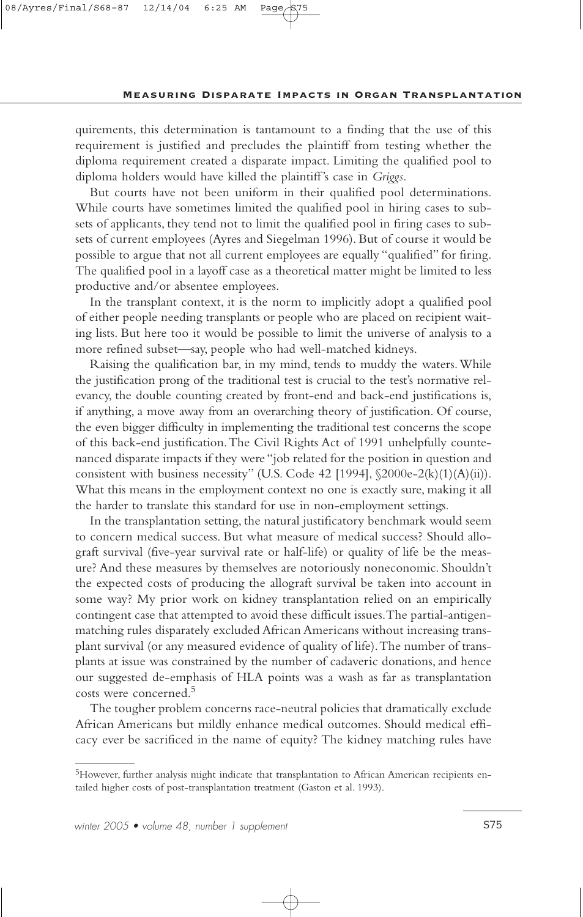quirements, this determination is tantamount to a finding that the use of this requirement is justified and precludes the plaintiff from testing whether the diploma requirement created a disparate impact. Limiting the qualified pool to diploma holders would have killed the plaintiff's case in *Griggs*.

But courts have not been uniform in their qualified pool determinations. While courts have sometimes limited the qualified pool in hiring cases to subsets of applicants, they tend not to limit the qualified pool in firing cases to subsets of current employees (Ayres and Siegelman 1996). But of course it would be possible to argue that not all current employees are equally "qualified" for firing. The qualified pool in a layoff case as a theoretical matter might be limited to less productive and/or absentee employees.

In the transplant context, it is the norm to implicitly adopt a qualified pool of either people needing transplants or people who are placed on recipient waiting lists. But here too it would be possible to limit the universe of analysis to a more refined subset—say, people who had well-matched kidneys.

Raising the qualification bar, in my mind, tends to muddy the waters. While the justification prong of the traditional test is crucial to the test's normative relevancy, the double counting created by front-end and back-end justifications is, if anything, a move away from an overarching theory of justification. Of course, the even bigger difficulty in implementing the traditional test concerns the scope of this back-end justification. The Civil Rights Act of 1991 unhelpfully countenanced disparate impacts if they were "job related for the position in question and consistent with business necessity" (U.S. Code 42 [1994], §2000e-2(k)(1)(A)(ii)). What this means in the employment context no one is exactly sure, making it all the harder to translate this standard for use in non-employment settings.

In the transplantation setting, the natural justificatory benchmark would seem to concern medical success. But what measure of medical success? Should allograft survival (five-year survival rate or half-life) or quality of life be the measure? And these measures by themselves are notoriously noneconomic. Shouldn't the expected costs of producing the allograft survival be taken into account in some way? My prior work on kidney transplantation relied on an empirically contingent case that attempted to avoid these difficult issues. The partial-antigen-matching rules disparately excluded African Americans without increasing transplant survival (or any measured evidence of quality of life). The number of transplants at issue was constrained by the number of cadaveric donations, and hence our suggested de-emphasis of HLA points was a wash as far as transplantation costs were concerned.[5]

The tougher problem concerns race-neutral policies that dramatically exclude African Americans but mildly enhance medical outcomes. Should medical efficacy ever be sacrificed in the name of equity? The kidney matching rules have

[5]However, further analysis might indicate that transplantation to African American recipients entailed higher costs of post-transplantation treatment (Gaston et al. 1993).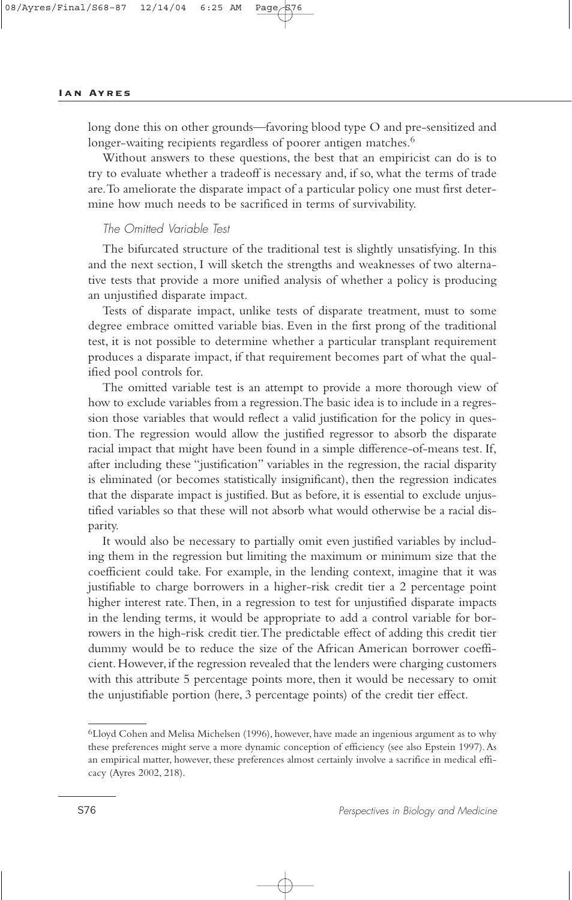long done this on other grounds—favoring blood type O and pre-sensitized and longer-waiting recipients regardless of poorer antigen matches.[6]

Without answers to these questions, the best that an empiricist can do is to try to evaluate whether a tradeoff is necessary and, if so, what the terms of trade are. To ameliorate the disparate impact of a particular policy one must first determine how much needs to be sacrificed in terms of survivability.

### *The Omitted Variable Test*

The bifurcated structure of the traditional test is slightly unsatisfying. In this and the next section, I will sketch the strengths and weaknesses of two alternative tests that provide a more unified analysis of whether a policy is producing an unjustified disparate impact.

Tests of disparate impact, unlike tests of disparate treatment, must to some degree embrace omitted variable bias. Even in the first prong of the traditional test, it is not possible to determine whether a particular transplant requirement produces a disparate impact, if that requirement becomes part of what the qualified pool controls for.

The omitted variable test is an attempt to provide a more thorough view of how to exclude variables from a regression. The basic idea is to include in a regression those variables that would reflect a valid justification for the policy in question. The regression would allow the justified regressor to absorb the disparate racial impact that might have been found in a simple difference-of-means test. If, after including these "justification" variables in the regression, the racial disparity is eliminated (or becomes statistically insignificant), then the regression indicates that the disparate impact is justified. But as before, it is essential to exclude unjustified variables so that these will not absorb what would otherwise be a racial disparity.

It would also be necessary to partially omit even justified variables by including them in the regression but limiting the maximum or minimum size that the coefficient could take. For example, in the lending context, imagine that it was justifiable to charge borrowers in a higher-risk credit tier a 2 percentage point higher interest rate. Then, in a regression to test for unjustified disparate impacts in the lending terms, it would be appropriate to add a control variable for borrowers in the high-risk credit tier. The predictable effect of adding this credit tier dummy would be to reduce the size of the African American borrower coefficient. However, if the regression revealed that the lenders were charging customers with this attribute 5 percentage points more, then it would be necessary to omit the unjustifiable portion (here, 3 percentage points) of the credit tier effect.

---

[6] Lloyd Cohen and Melisa Michelsen (1996), however, have made an ingenious argument as to why these preferences might serve a more dynamic conception of efficiency (see also Epstein 1997). As an empirical matter, however, these preferences almost certainly involve a sacrifice in medical efficacy (Ayres 2002, 218).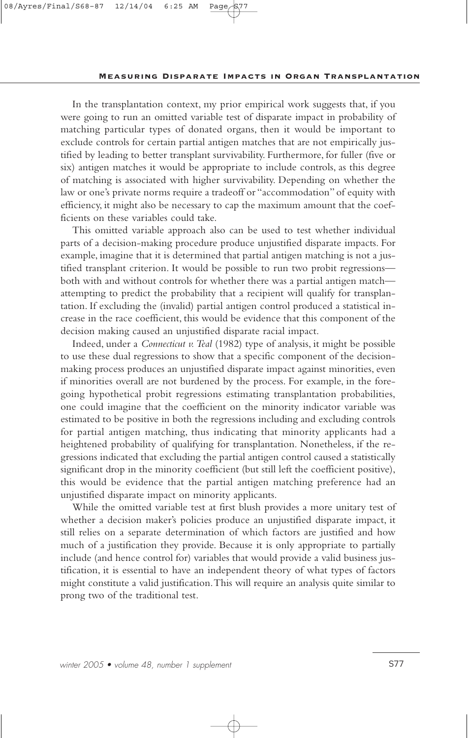In the transplantation context, my prior empirical work suggests that, if you were going to run an omitted variable test of disparate impact in probability of matching particular types of donated organs, then it would be important to exclude controls for certain partial antigen matches that are not empirically justified by leading to better transplant survivability. Furthermore, for fuller (five or six) antigen matches it would be appropriate to include controls, as this degree of matching is associated with higher survivability. Depending on whether the law or one's private norms require a tradeoff or "accommodation" of equity with efficiency, it might also be necessary to cap the maximum amount that the coefficients on these variables could take.

This omitted variable approach also can be used to test whether individual parts of a decision-making procedure produce unjustified disparate impacts. For example, imagine that it is determined that partial antigen matching is not a justified transplant criterion. It would be possible to run two probit regressions—both with and without controls for whether there was a partial antigen match—attempting to predict the probability that a recipient will qualify for transplantation. If excluding the (invalid) partial antigen control produced a statistical increase in the race coefficient, this would be evidence that this component of the decision making caused an unjustified disparate racial impact.

Indeed, under a *Connecticut v. Teal* (1982) type of analysis, it might be possible to use these dual regressions to show that a specific component of the decision-making process produces an unjustified disparate impact against minorities, even if minorities overall are not burdened by the process. For example, in the foregoing hypothetical probit regressions estimating transplantation probabilities, one could imagine that the coefficient on the minority indicator variable was estimated to be positive in both the regressions including and excluding controls for partial antigen matching, thus indicating that minority applicants had a heightened probability of qualifying for transplantation. Nonetheless, if the regressions indicated that excluding the partial antigen control caused a statistically significant drop in the minority coefficient (but still left the coefficient positive), this would be evidence that the partial antigen matching preference had an unjustified disparate impact on minority applicants.

While the omitted variable test at first blush provides a more unitary test of whether a decision maker's policies produce an unjustified disparate impact, it still relies on a separate determination of which factors are justified and how much of a justification they provide. Because it is only appropriate to partially include (and hence control for) variables that would provide a valid business justification, it is essential to have an independent theory of what types of factors might constitute a valid justification. This will require an analysis quite similar to prong two of the traditional test.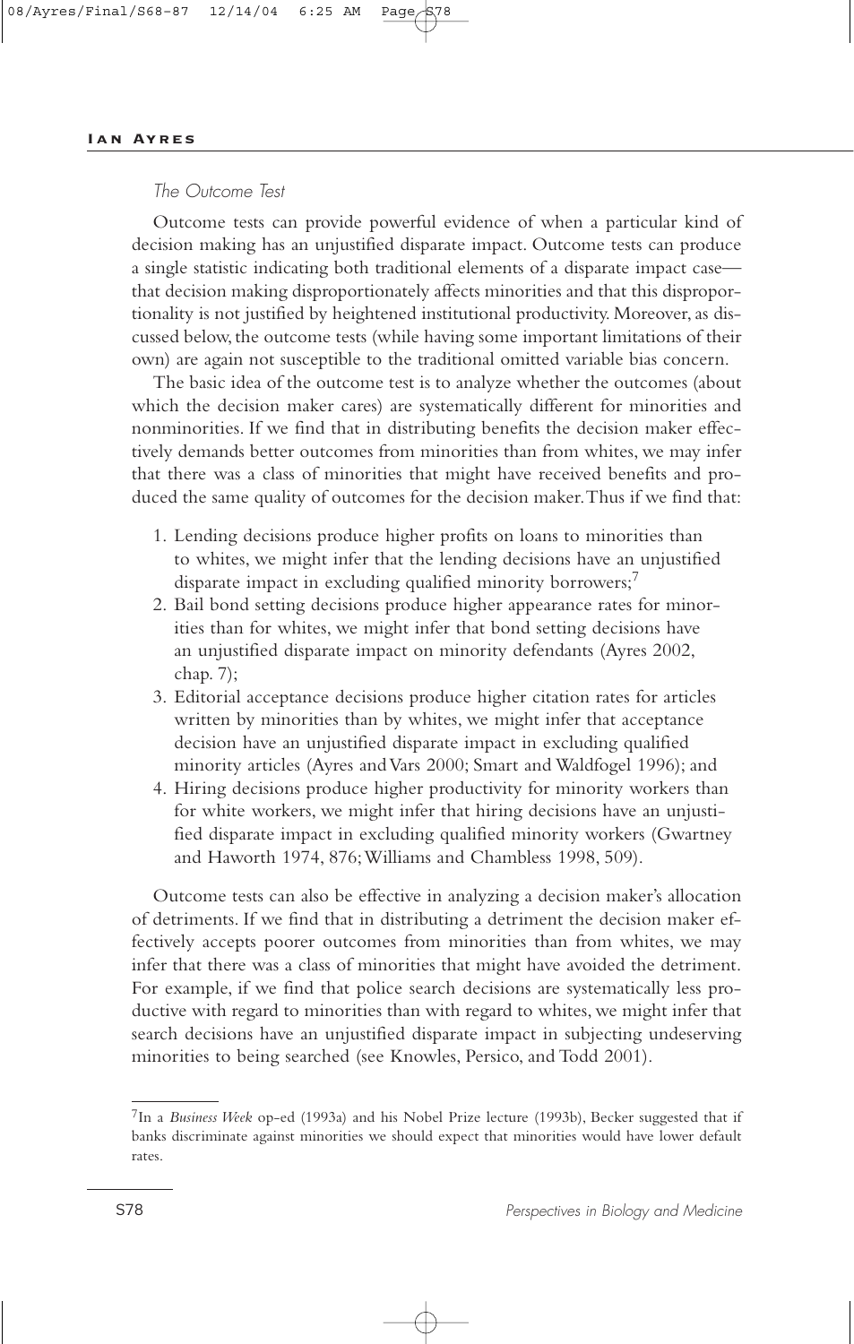### The Outcome Test

Outcome tests can provide powerful evidence of when a particular kind of decision making has an unjustified disparate impact. Outcome tests can produce a single statistic indicating both traditional elements of a disparate impact case—that decision making disproportionately affects minorities and that this disproportionality is not justified by heightened institutional productivity. Moreover, as discussed below, the outcome tests (while having some important limitations of their own) are again not susceptible to the traditional omitted variable bias concern.

The basic idea of the outcome test is to analyze whether the outcomes (about which the decision maker cares) are systematically different for minorities and nonminorities. If we find that in distributing benefits the decision maker effectively demands better outcomes from minorities than from whites, we may infer that there was a class of minorities that might have received benefits and produced the same quality of outcomes for the decision maker. Thus if we find that:

1. Lending decisions produce higher profits on loans to minorities than to whites, we might infer that the lending decisions have an unjustified disparate impact in excluding qualified minority borrowers;[7]
2. Bail bond setting decisions produce higher appearance rates for minorities than for whites, we might infer that bond setting decisions have an unjustified disparate impact on minority defendants (Ayres 2002, chap. 7);
3. Editorial acceptance decisions produce higher citation rates for articles written by minorities than by whites, we might infer that acceptance decision have an unjustified disparate impact in excluding qualified minority articles (Ayres and Vars 2000; Smart and Waldfogel 1996); and
4. Hiring decisions produce higher productivity for minority workers than for white workers, we might infer that hiring decisions have an unjustified disparate impact in excluding qualified minority workers (Gwartney and Haworth 1974, 876; Williams and Chambless 1998, 509).

Outcome tests can also be effective in analyzing a decision maker's allocation of detriments. If we find that in distributing a detriment the decision maker effectively accepts poorer outcomes from minorities than from whites, we may infer that there was a class of minorities that might have avoided the detriment. For example, if we find that police search decisions are systematically less productive with regard to minorities than with regard to whites, we might infer that search decisions have an unjustified disparate impact in subjecting undeserving minorities to being searched (see Knowles, Persico, and Todd 2001).

[7] In a *Business Week* op-ed (1993a) and his Nobel Prize lecture (1993b), Becker suggested that if banks discriminate against minorities we should expect that minorities would have lower default rates.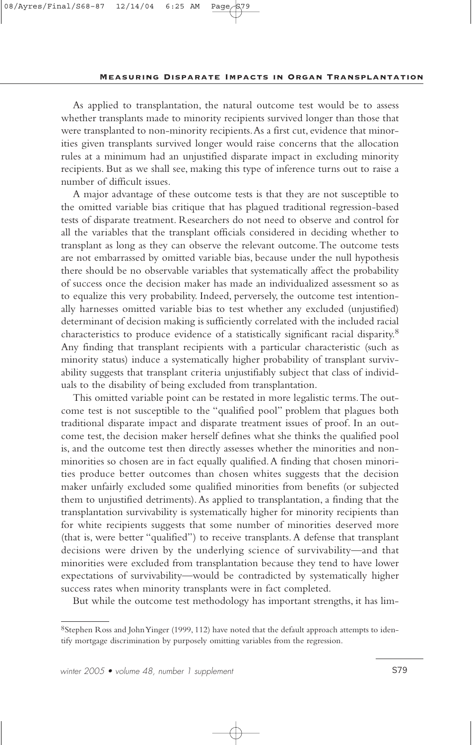As applied to transplantation, the natural outcome test would be to assess whether transplants made to minority recipients survived longer than those that were transplanted to non-minority recipients. As a first cut, evidence that minorities given transplants survived longer would raise concerns that the allocation rules at a minimum had an unjustified disparate impact in excluding minority recipients. But as we shall see, making this type of inference turns out to raise a number of difficult issues.

A major advantage of these outcome tests is that they are not susceptible to the omitted variable bias critique that has plagued traditional regression-based tests of disparate treatment. Researchers do not need to observe and control for all the variables that the transplant officials considered in deciding whether to transplant as long as they can observe the relevant outcome. The outcome tests are not embarrassed by omitted variable bias, because under the null hypothesis there should be no observable variables that systematically affect the probability of success once the decision maker has made an individualized assessment so as to equalize this very probability. Indeed, perversely, the outcome test intentionally harnesses omitted variable bias to test whether any excluded (unjustified) determinant of decision making is sufficiently correlated with the included racial characteristics to produce evidence of a statistically significant racial disparity.[8] Any finding that transplant recipients with a particular characteristic (such as minority status) induce a systematically higher probability of transplant survivability suggests that transplant criteria unjustifiably subject that class of individuals to the disability of being excluded from transplantation.

This omitted variable point can be restated in more legalistic terms. The outcome test is not susceptible to the "qualified pool" problem that plagues both traditional disparate impact and disparate treatment issues of proof. In an outcome test, the decision maker herself defines what she thinks the qualified pool is, and the outcome test then directly assesses whether the minorities and non-minorities so chosen are in fact equally qualified. A finding that chosen minorities produce better outcomes than chosen whites suggests that the decision maker unfairly excluded some qualified minorities from benefits (or subjected them to unjustified detriments). As applied to transplantation, a finding that the transplantation survivability is systematically higher for minority recipients than for white recipients suggests that some number of minorities deserved more (that is, were better "qualified") to receive transplants. A defense that transplant decisions were driven by the underlying science of survivability—and that minorities were excluded from transplantation because they tend to have lower expectations of survivability—would be contradicted by systematically higher success rates when minority transplants were in fact completed.

But while the outcome test methodology has important strengths, it has lim-

---

[8] Stephen Ross and John Yinger (1999, 112) have noted that the default approach attempts to identify mortgage discrimination by purposely omitting variables from the regression.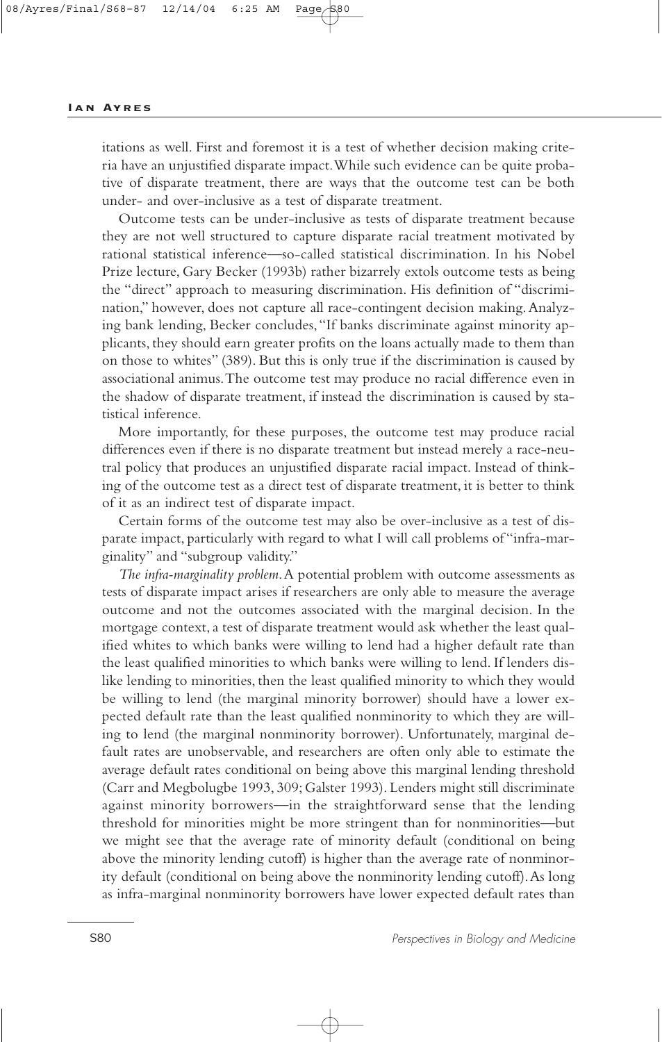itations as well. First and foremost it is a test of whether decision making criteria have an unjustified disparate impact. While such evidence can be quite probative of disparate treatment, there are ways that the outcome test can be both under- and over-inclusive as a test of disparate treatment.

Outcome tests can be under-inclusive as tests of disparate treatment because they are not well structured to capture disparate racial treatment motivated by rational statistical inference—so-called statistical discrimination. In his Nobel Prize lecture, Gary Becker (1993b) rather bizarrely extols outcome tests as being the "direct" approach to measuring discrimination. His definition of "discrimination," however, does not capture all race-contingent decision making. Analyzing bank lending, Becker concludes, "If banks discriminate against minority applicants, they should earn greater profits on the loans actually made to them than on those to whites" (389). But this is only true if the discrimination is caused by associational animus. The outcome test may produce no racial difference even in the shadow of disparate treatment, if instead the discrimination is caused by statistical inference.

More importantly, for these purposes, the outcome test may produce racial differences even if there is no disparate treatment but instead merely a race-neutral policy that produces an unjustified disparate racial impact. Instead of thinking of the outcome test as a direct test of disparate treatment, it is better to think of it as an indirect test of disparate impact.

Certain forms of the outcome test may also be over-inclusive as a test of disparate impact, particularly with regard to what I will call problems of "infra-marginality" and "subgroup validity."

*The infra-marginality problem.* A potential problem with outcome assessments as tests of disparate impact arises if researchers are only able to measure the average outcome and not the outcomes associated with the marginal decision. In the mortgage context, a test of disparate treatment would ask whether the least qualified whites to which banks were willing to lend had a higher default rate than the least qualified minorities to which banks were willing to lend. If lenders dislike lending to minorities, then the least qualified minority to which they would be willing to lend (the marginal minority borrower) should have a lower expected default rate than the least qualified nonminority to which they are willing to lend (the marginal nonminority borrower). Unfortunately, marginal default rates are unobservable, and researchers are often only able to estimate the average default rates conditional on being above this marginal lending threshold (Carr and Megbolugbe 1993, 309; Galster 1993). Lenders might still discriminate against minority borrowers—in the straightforward sense that the lending threshold for minorities might be more stringent than for nonminorities—but we might see that the average rate of minority default (conditional on being above the minority lending cutoff) is higher than the average rate of nonminority default (conditional on being above the nonminority lending cutoff). As long as infra-marginal nonminority borrowers have lower expected default rates than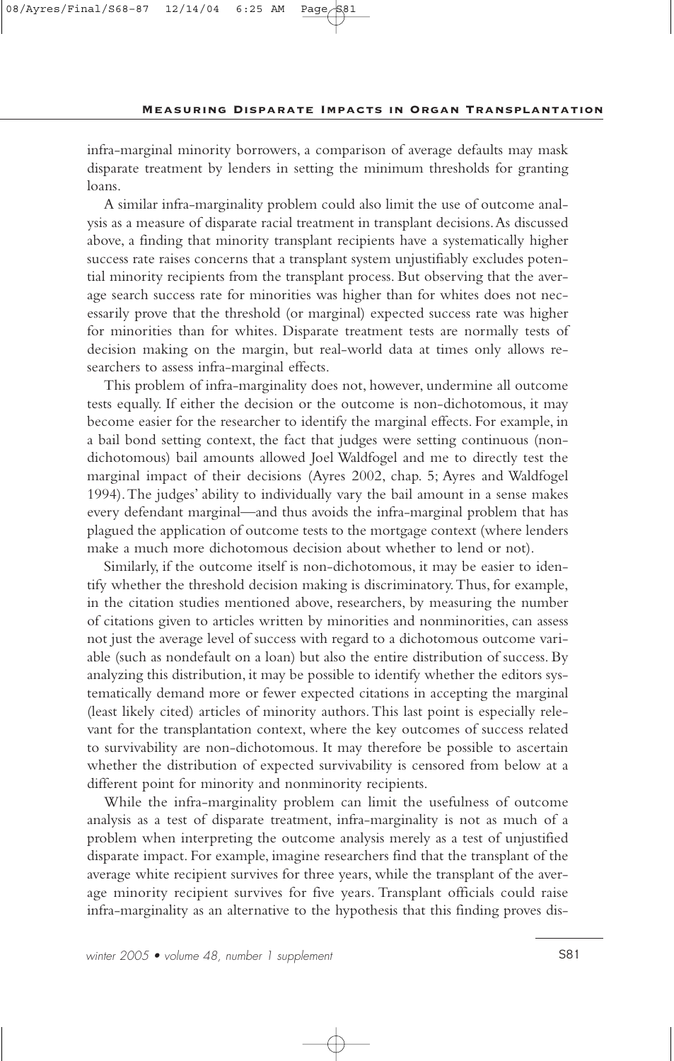infra-marginal minority borrowers, a comparison of average defaults may mask disparate treatment by lenders in setting the minimum thresholds for granting loans.

A similar infra-marginality problem could also limit the use of outcome analysis as a measure of disparate racial treatment in transplant decisions. As discussed above, a finding that minority transplant recipients have a systematically higher success rate raises concerns that a transplant system unjustifiably excludes potential minority recipients from the transplant process. But observing that the average search success rate for minorities was higher than for whites does not necessarily prove that the threshold (or marginal) expected success rate was higher for minorities than for whites. Disparate treatment tests are normally tests of decision making on the margin, but real-world data at times only allows researchers to assess infra-marginal effects.

This problem of infra-marginality does not, however, undermine all outcome tests equally. If either the decision or the outcome is non-dichotomous, it may become easier for the researcher to identify the marginal effects. For example, in a bail bond setting context, the fact that judges were setting continuous (non-dichotomous) bail amounts allowed Joel Waldfogel and me to directly test the marginal impact of their decisions (Ayres 2002, chap. 5; Ayres and Waldfogel 1994). The judges' ability to individually vary the bail amount in a sense makes every defendant marginal—and thus avoids the infra-marginal problem that has plagued the application of outcome tests to the mortgage context (where lenders make a much more dichotomous decision about whether to lend or not).

Similarly, if the outcome itself is non-dichotomous, it may be easier to identify whether the threshold decision making is discriminatory. Thus, for example, in the citation studies mentioned above, researchers, by measuring the number of citations given to articles written by minorities and nonminorities, can assess not just the average level of success with regard to a dichotomous outcome variable (such as nondefault on a loan) but also the entire distribution of success. By analyzing this distribution, it may be possible to identify whether the editors systematically demand more or fewer expected citations in accepting the marginal (least likely cited) articles of minority authors. This last point is especially relevant for the transplantation context, where the key outcomes of success related to survivability are non-dichotomous. It may therefore be possible to ascertain whether the distribution of expected survivability is censored from below at a different point for minority and nonminority recipients.

While the infra-marginality problem can limit the usefulness of outcome analysis as a test of disparate treatment, infra-marginality is not as much of a problem when interpreting the outcome analysis merely as a test of unjustified disparate impact. For example, imagine researchers find that the transplant of the average white recipient survives for three years, while the transplant of the average minority recipient survives for five years. Transplant officials could raise infra-marginality as an alternative to the hypothesis that this finding proves dis-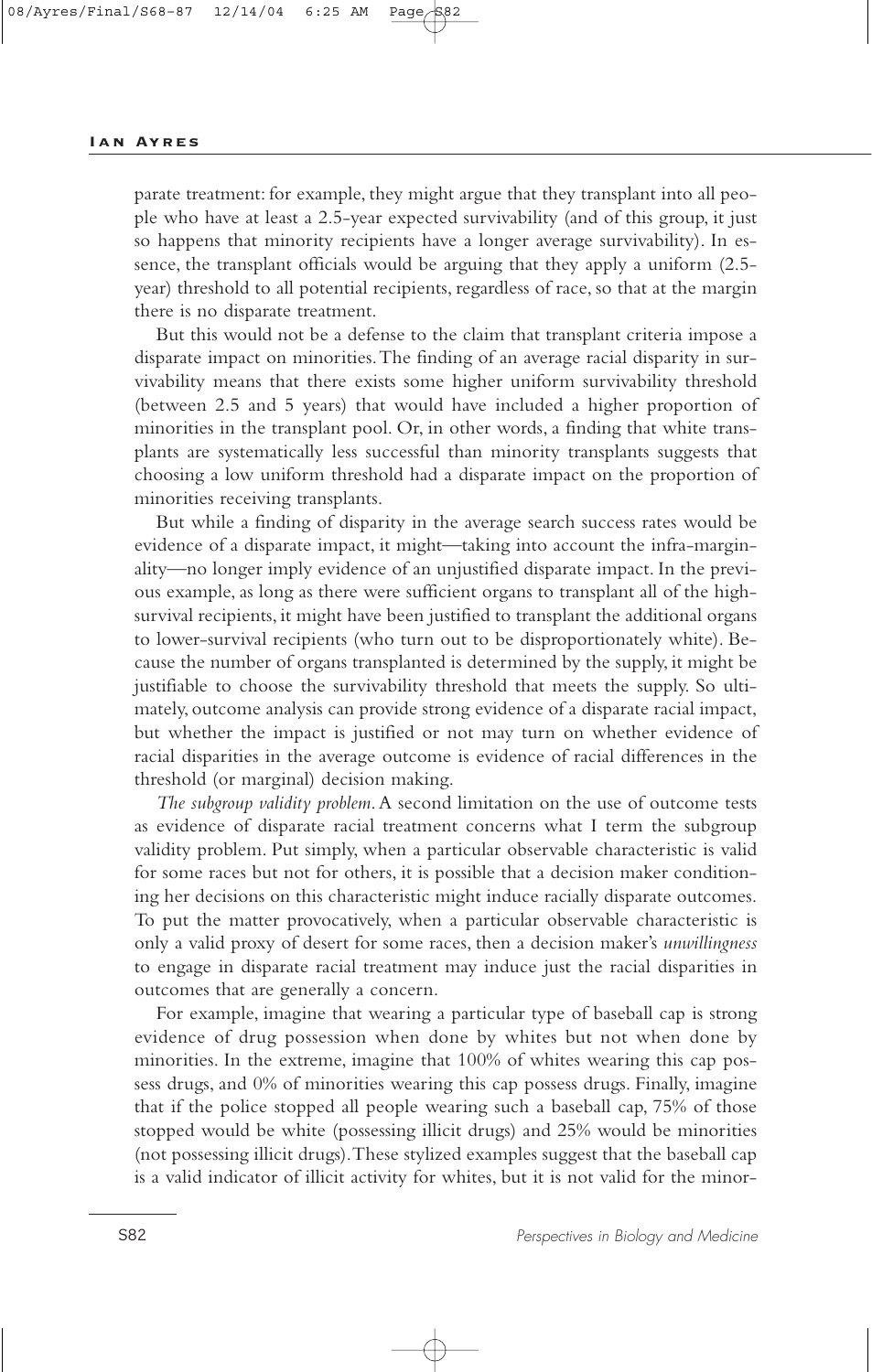parate treatment: for example, they might argue that they transplant into all people who have at least a 2.5-year expected survivability (and of this group, it just so happens that minority recipients have a longer average survivability). In essence, the transplant officials would be arguing that they apply a uniform (2.5-year) threshold to all potential recipients, regardless of race, so that at the margin there is no disparate treatment.

But this would not be a defense to the claim that transplant criteria impose a disparate impact on minorities. The finding of an average racial disparity in survivability means that there exists some higher uniform survivability threshold (between 2.5 and 5 years) that would have included a higher proportion of minorities in the transplant pool. Or, in other words, a finding that white transplants are systematically less successful than minority transplants suggests that choosing a low uniform threshold had a disparate impact on the proportion of minorities receiving transplants.

But while a finding of disparity in the average search success rates would be evidence of a disparate impact, it might—taking into account the infra-marginality—no longer imply evidence of an unjustified disparate impact. In the previous example, as long as there were sufficient organs to transplant all of the high-survival recipients, it might have been justified to transplant the additional organs to lower-survival recipients (who turn out to be disproportionately white). Because the number of organs transplanted is determined by the supply, it might be justifiable to choose the survivability threshold that meets the supply. So ultimately, outcome analysis can provide strong evidence of a disparate racial impact, but whether the impact is justified or not may turn on whether evidence of racial disparities in the average outcome is evidence of racial differences in the threshold (or marginal) decision making.

*The subgroup validity problem.* A second limitation on the use of outcome tests as evidence of disparate racial treatment concerns what I term the subgroup validity problem. Put simply, when a particular observable characteristic is valid for some races but not for others, it is possible that a decision maker conditioning her decisions on this characteristic might induce racially disparate outcomes. To put the matter provocatively, when a particular observable characteristic is only a valid proxy of desert for some races, then a decision maker's *unwillingness* to engage in disparate racial treatment may induce just the racial disparities in outcomes that are generally a concern.

For example, imagine that wearing a particular type of baseball cap is strong evidence of drug possession when done by whites but not when done by minorities. In the extreme, imagine that 100% of whites wearing this cap possess drugs, and 0% of minorities wearing this cap possess drugs. Finally, imagine that if the police stopped all people wearing such a baseball cap, 75% of those stopped would be white (possessing illicit drugs) and 25% would be minorities (not possessing illicit drugs). These stylized examples suggest that the baseball cap is a valid indicator of illicit activity for whites, but it is not valid for the minor-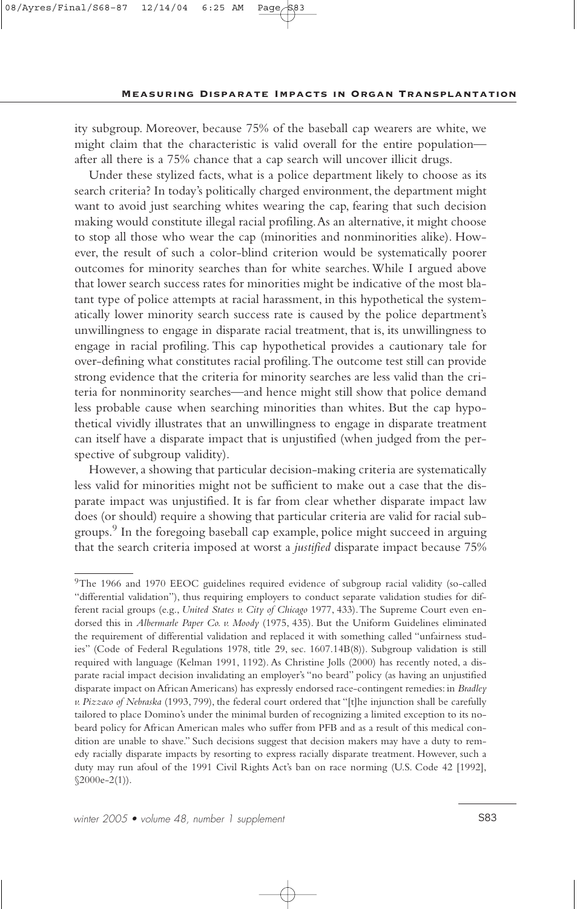ity subgroup. Moreover, because 75% of the baseball cap wearers are white, we might claim that the characteristic is valid overall for the entire population—after all there is a 75% chance that a cap search will uncover illicit drugs.

Under these stylized facts, what is a police department likely to choose as its search criteria? In today's politically charged environment, the department might want to avoid just searching whites wearing the cap, fearing that such decision making would constitute illegal racial profiling. As an alternative, it might choose to stop all those who wear the cap (minorities and nonminorities alike). However, the result of such a color-blind criterion would be systematically poorer outcomes for minority searches than for white searches. While I argued above that lower search success rates for minorities might be indicative of the most blatant type of police attempts at racial harassment, in this hypothetical the systematically lower minority search success rate is caused by the police department's unwillingness to engage in disparate racial treatment, that is, its unwillingness to engage in racial profiling. This cap hypothetical provides a cautionary tale for over-defining what constitutes racial profiling. The outcome test still can provide strong evidence that the criteria for minority searches are less valid than the criteria for nonminority searches—and hence might still show that police demand less probable cause when searching minorities than whites. But the cap hypothetical vividly illustrates that an unwillingness to engage in disparate treatment can itself have a disparate impact that is unjustified (when judged from the perspective of subgroup validity).

However, a showing that particular decision-making criteria are systematically less valid for minorities might not be sufficient to make out a case that the disparate impact was unjustified. It is far from clear whether disparate impact law does (or should) require a showing that particular criteria are valid for racial subgroups.[9] In the foregoing baseball cap example, police might succeed in arguing that the search criteria imposed at worst a *justified* disparate impact because 75%

---

[9]The 1966 and 1970 EEOC guidelines required evidence of subgroup racial validity (so-called "differential validation"), thus requiring employers to conduct separate validation studies for different racial groups (e.g., *United States v. City of Chicago* 1977, 433). The Supreme Court even endorsed this in *Albermarle Paper Co. v. Moody* (1975, 435). But the Uniform Guidelines eliminated the requirement of differential validation and replaced it with something called "unfairness studies" (Code of Federal Regulations 1978, title 29, sec. 1607.14B(8)). Subgroup validation is still required with language (Kelman 1991, 1192). As Christine Jolls (2000) has recently noted, a disparate racial impact decision invalidating an employer's "no beard" policy (as having an unjustified disparate impact on African Americans) has expressly endorsed race-contingent remedies: in *Bradley v. Pizzaco of Nebraska* (1993, 799), the federal court ordered that "[t]he injunction shall be carefully tailored to place Domino's under the minimal burden of recognizing a limited exception to its no-beard policy for African American males who suffer from PFB and as a result of this medical condition are unable to shave." Such decisions suggest that decision makers may have a duty to remedy racially disparate impacts by resorting to express racially disparate treatment. However, such a duty may run afoul of the 1991 Civil Rights Act's ban on race norming (U.S. Code 42 [1992], §2000e-2(1)).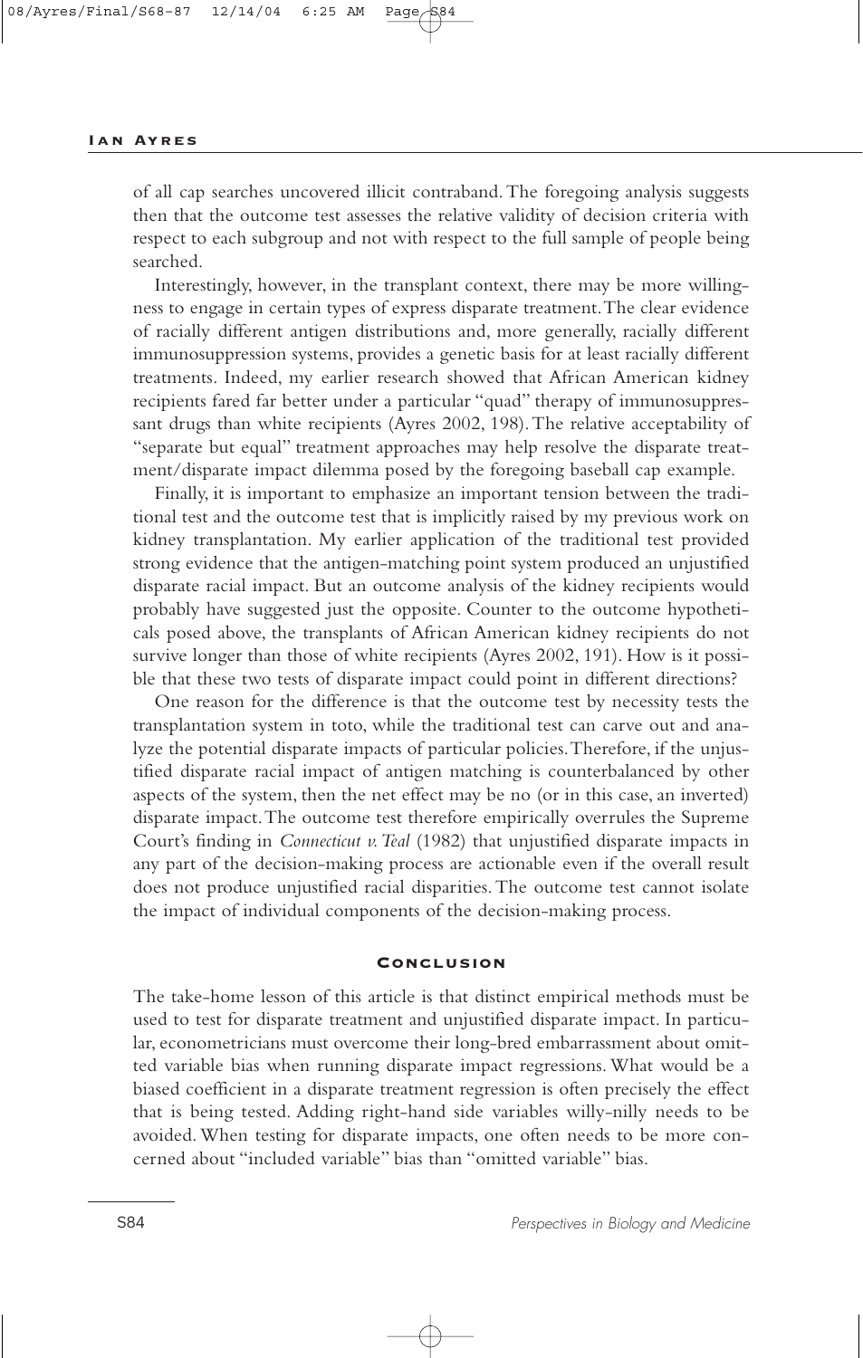of all cap searches uncovered illicit contraband. The foregoing analysis suggests then that the outcome test assesses the relative validity of decision criteria with respect to each subgroup and not with respect to the full sample of people being searched.

Interestingly, however, in the transplant context, there may be more willingness to engage in certain types of express disparate treatment. The clear evidence of racially different antigen distributions and, more generally, racially different immunosuppression systems, provides a genetic basis for at least racially different treatments. Indeed, my earlier research showed that African American kidney recipients fared far better under a particular "quad" therapy of immunosuppressant drugs than white recipients (Ayres 2002, 198). The relative acceptability of "separate but equal" treatment approaches may help resolve the disparate treatment/disparate impact dilemma posed by the foregoing baseball cap example.

Finally, it is important to emphasize an important tension between the traditional test and the outcome test that is implicitly raised by my previous work on kidney transplantation. My earlier application of the traditional test provided strong evidence that the antigen-matching point system produced an unjustified disparate racial impact. But an outcome analysis of the kidney recipients would probably have suggested just the opposite. Counter to the outcome hypotheticals posed above, the transplants of African American kidney recipients do not survive longer than those of white recipients (Ayres 2002, 191). How is it possible that these two tests of disparate impact could point in different directions?

One reason for the difference is that the outcome test by necessity tests the transplantation system in toto, while the traditional test can carve out and analyze the potential disparate impacts of particular policies. Therefore, if the unjustified disparate racial impact of antigen matching is counterbalanced by other aspects of the system, then the net effect may be no (or in this case, an inverted) disparate impact. The outcome test therefore empirically overrules the Supreme Court's finding in *Connecticut v. Teal* (1982) that unjustified disparate impacts in any part of the decision-making process are actionable even if the overall result does not produce unjustified racial disparities. The outcome test cannot isolate the impact of individual components of the decision-making process.

## Conclusion

The take-home lesson of this article is that distinct empirical methods must be used to test for disparate treatment and unjustified disparate impact. In particular, econometricians must overcome their long-bred embarrassment about omitted variable bias when running disparate impact regressions. What would be a biased coefficient in a disparate treatment regression is often precisely the effect that is being tested. Adding right-hand side variables willy-nilly needs to be avoided. When testing for disparate impacts, one often needs to be more concerned about "included variable" bias than "omitted variable" bias.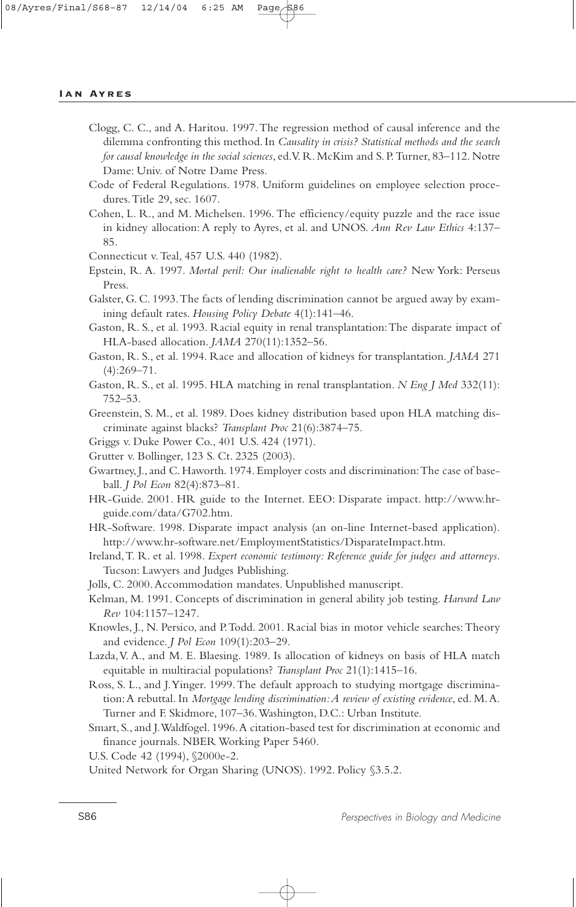Clogg, C. C., and A. Haritou. 1997. The regression method of causal inference and the dilemma confronting this method. In *Causality in crisis? Statistical methods and the search for causal knowledge in the social sciences*, ed. V. R. McKim and S. P. Turner, 83–112. Notre Dame: Univ. of Notre Dame Press.

Code of Federal Regulations. 1978. Uniform guidelines on employee selection procedures. Title 29, sec. 1607.

Cohen, L. R., and M. Michelsen. 1996. The efficiency/equity puzzle and the race issue in kidney allocation: A reply to Ayres, et al. and UNOS. *Ann Rev Law Ethics* 4:137–85.

Connecticut v. Teal, 457 U.S. 440 (1982).

Epstein, R. A. 1997. *Mortal peril: Our inalienable right to health care?* New York: Perseus Press.

Galster, G. C. 1993. The facts of lending discrimination cannot be argued away by examining default rates. *Housing Policy Debate* 4(1):141–46.

Gaston, R. S., et al. 1993. Racial equity in renal transplantation: The disparate impact of HLA-based allocation. *JAMA* 270(11):1352–56.

Gaston, R. S., et al. 1994. Race and allocation of kidneys for transplantation. *JAMA* 271 (4):269–71.

Gaston, R. S., et al. 1995. HLA matching in renal transplantation. *N Eng J Med* 332(11): 752–53.

Greenstein, S. M., et al. 1989. Does kidney distribution based upon HLA matching discriminate against blacks? *Transplant Proc* 21(6):3874–75.

Griggs v. Duke Power Co., 401 U.S. 424 (1971).

Grutter v. Bollinger, 123 S. Ct. 2325 (2003).

Gwartney, J., and C. Haworth. 1974. Employer costs and discrimination: The case of baseball. *J Pol Econ* 82(4):873–81.

HR-Guide. 2001. HR guide to the Internet. EEO: Disparate impact. http://www.hr-guide.com/data/G702.htm.

HR-Software. 1998. Disparate impact analysis (an on-line Internet-based application). http://www.hr-software.net/EmploymentStatistics/DisparateImpact.htm.

Ireland, T. R. et al. 1998. *Expert economic testimony: Reference guide for judges and attorneys*. Tucson: Lawyers and Judges Publishing.

Jolls, C. 2000. Accommodation mandates. Unpublished manuscript.

Kelman, M. 1991. Concepts of discrimination in general ability job testing. *Harvard Law Rev* 104:1157–1247.

Knowles, J., N. Persico, and P. Todd. 2001. Racial bias in motor vehicle searches: Theory and evidence. *J Pol Econ* 109(1):203–29.

Lazda, V. A., and M. E. Blaesing. 1989. Is allocation of kidneys on basis of HLA match equitable in multiracial populations? *Transplant Proc* 21(1):1415–16.

Ross, S. L., and J. Yinger. 1999. The default approach to studying mortgage discrimination: A rebuttal. In *Mortgage lending discrimination: A review of existing evidence*, ed. M. A. Turner and F. Skidmore, 107–36. Washington, D.C.: Urban Institute.

Smart, S., and J. Waldfogel. 1996. A citation-based test for discrimination at economic and finance journals. NBER Working Paper 5460.

U.S. Code 42 (1994), §2000e-2.

United Network for Organ Sharing (UNOS). 1992. Policy §3.5.2.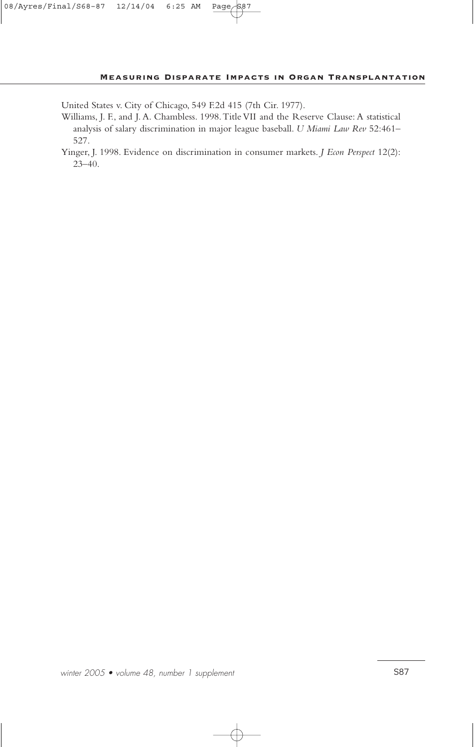United States v. City of Chicago, 549 F.2d 415 (7th Cir. 1977).

Williams, J. F., and J. A. Chambless. 1998. Title VII and the Reserve Clause: A statistical analysis of salary discrimination in major league baseball. *U Miami Law Rev* 52:461–527.

Yinger, J. 1998. Evidence on discrimination in consumer markets. *J Econ Perspect* 12(2): 23–40.